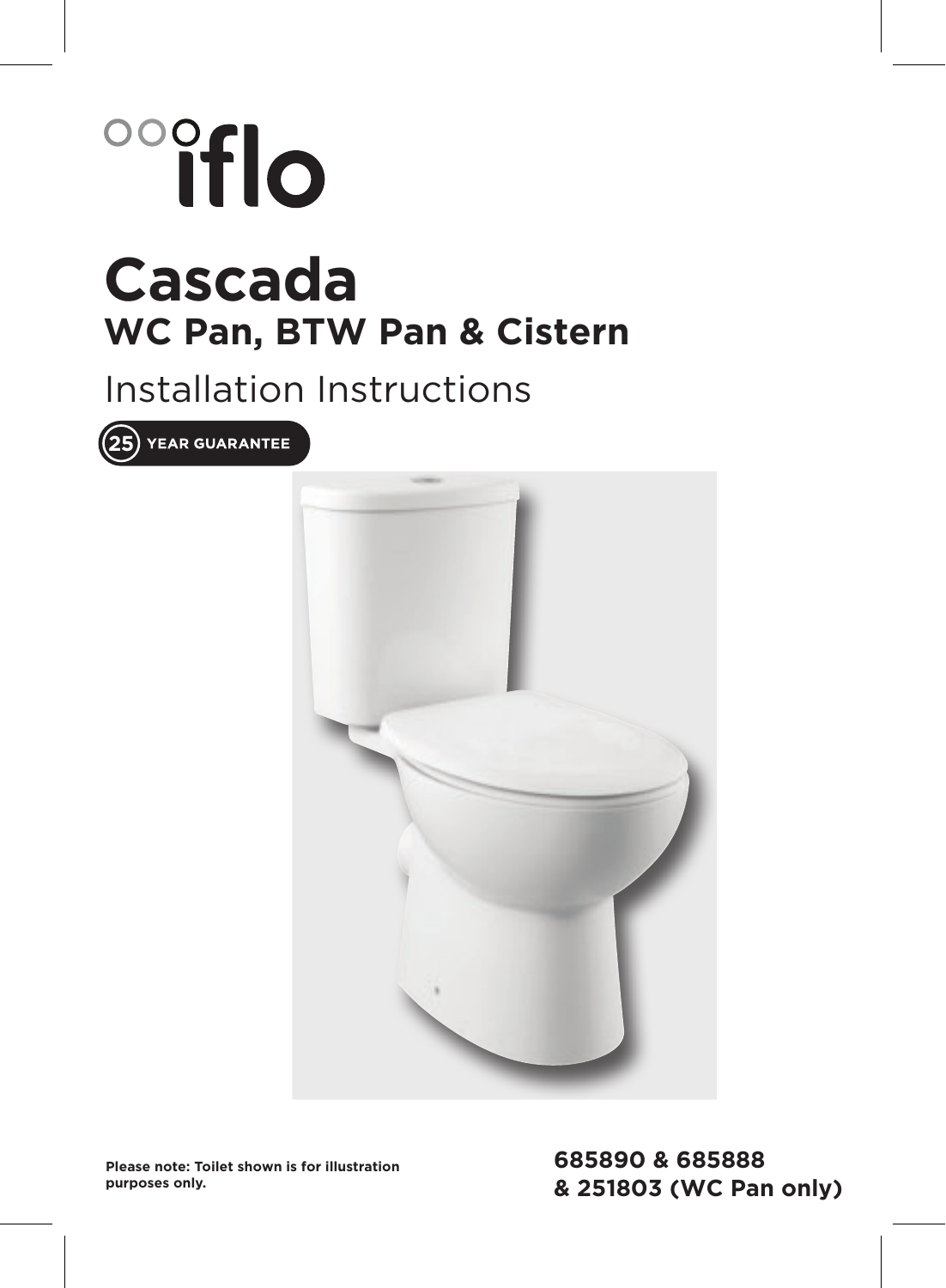iflo

# Cascada

## WC Pan, BTW Pan & Cistern

Installation Instructions

25 YEAR GUARANTEE

**Please note: Toilet shown is for illustration purposes only.**

**685890 & 685888**
**& 251803 (WC Pan only)**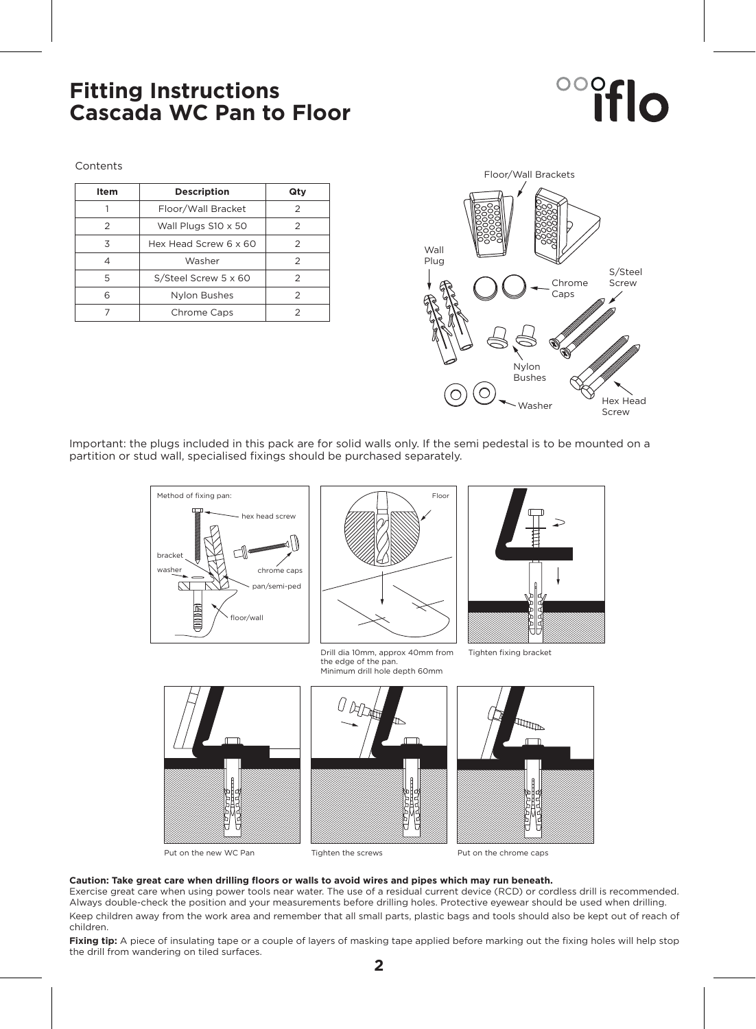# Fitting Instructions
# Cascada WC Pan to Floor

Contents

| Item | Description | Qty |
|---|---|---|
| 1 | Floor/Wall Bracket | 2 |
| 2 | Wall Plugs S10 x 50 | 2 |
| 3 | Hex Head Screw 6 x 60 | 2 |
| 4 | Washer | 2 |
| 5 | S/Steel Screw 5 x 60 | 2 |
| 6 | Nylon Bushes | 2 |
| 7 | Chrome Caps | 2 |

Important: the plugs included in this pack are for solid walls only. If the semi pedestal is to be mounted on a partition or stud wall, specialised fixings should be purchased separately.

Drill dia 10mm, approx 40mm from the edge of the pan. Minimum drill hole depth 60mm

Tighten fixing bracket

Put on the new WC Pan

Tighten the screws

Put on the chrome caps

**Caution: Take great care when drilling floors or walls to avoid wires and pipes which may run beneath.**
Exercise great care when using power tools near water. The use of a residual current device (RCD) or cordless drill is recommended. Always double-check the position and your measurements before drilling holes. Protective eyewear should be used when drilling.

Keep children away from the work area and remember that all small parts, plastic bags and tools should also be kept out of reach of children.

**Fixing tip:** A piece of insulating tape or a couple of layers of masking tape applied before marking out the fixing holes will help stop the drill from wandering on tiled surfaces.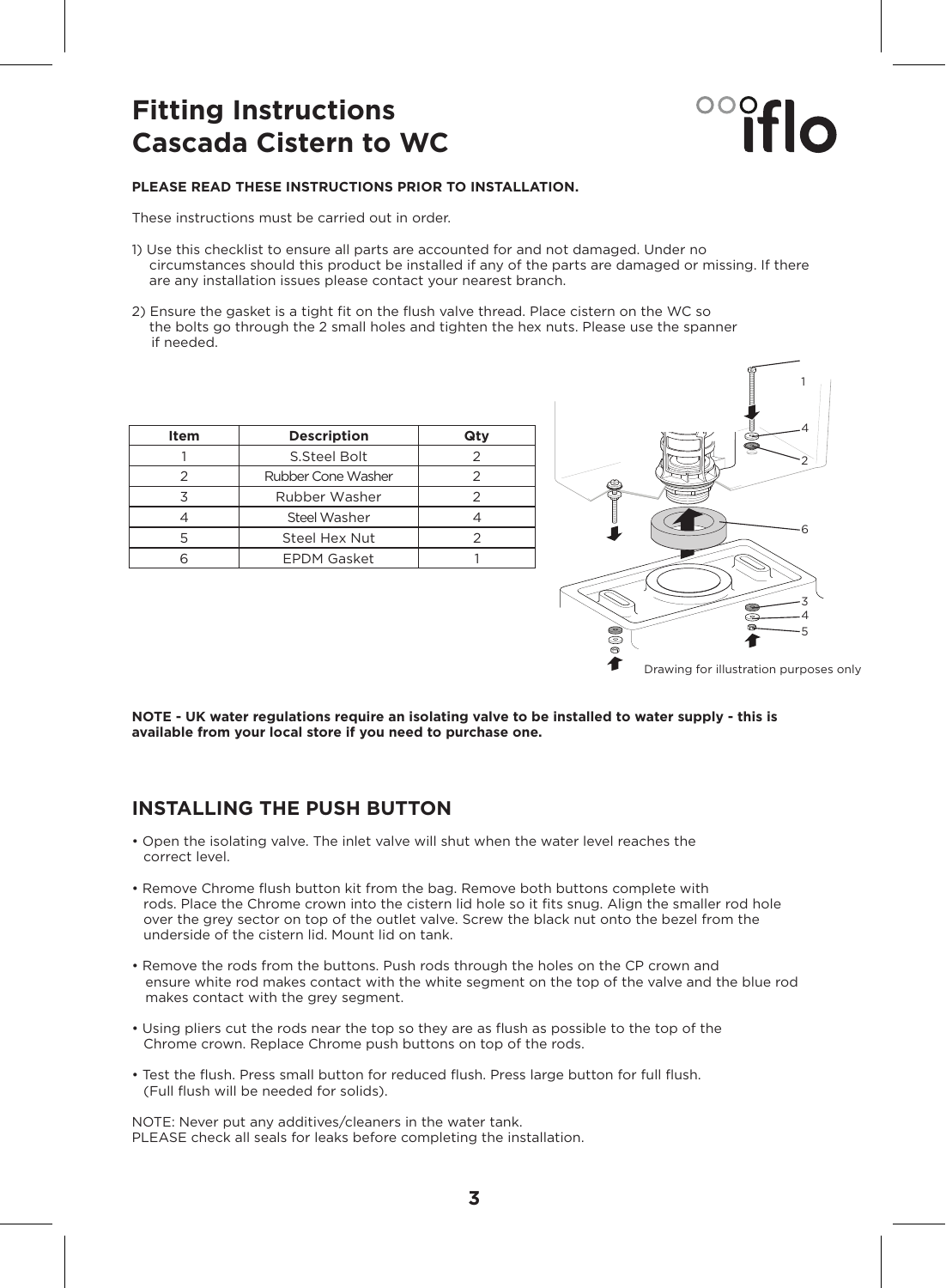# Fitting Instructions
# Cascada Cistern to WC

iflo

**PLEASE READ THESE INSTRUCTIONS PRIOR TO INSTALLATION.**

These instructions must be carried out in order.

1) Use this checklist to ensure all parts are accounted for and not damaged. Under no circumstances should this product be installed if any of the parts are damaged or missing. If there are any installation issues please contact your nearest branch.

2) Ensure the gasket is a tight fit on the flush valve thread. Place cistern on the WC so the bolts go through the 2 small holes and tighten the hex nuts. Please use the spanner if needed.

| Item | Description | Qty |
|---|---|---|
| 1 | S.Steel Bolt | 2 |
| 2 | Rubber Cone Washer | 2 |
| 3 | Rubber Washer | 2 |
| 4 | Steel Washer | 4 |
| 5 | Steel Hex Nut | 2 |
| 6 | EPDM Gasket | 1 |

Drawing for illustration purposes only

**NOTE - UK water regulations require an isolating valve to be installed to water supply - this is available from your local store if you need to purchase one.**

## INSTALLING THE PUSH BUTTON

- Open the isolating valve. The inlet valve will shut when the water level reaches the correct level.
- Remove Chrome flush button kit from the bag. Remove both buttons complete with rods. Place the Chrome crown into the cistern lid hole so it fits snug. Align the smaller rod hole over the grey sector on top of the outlet valve. Screw the black nut onto the bezel from the underside of the cistern lid. Mount lid on tank.
- Remove the rods from the buttons. Push rods through the holes on the CP crown and ensure white rod makes contact with the white segment on the top of the valve and the blue rod makes contact with the grey segment.
- Using pliers cut the rods near the top so they are as flush as possible to the top of the Chrome crown. Replace Chrome push buttons on top of the rods.
- Test the flush. Press small button for reduced flush. Press large button for full flush. (Full flush will be needed for solids).

NOTE: Never put any additives/cleaners in the water tank.
PLEASE check all seals for leaks before completing the installation.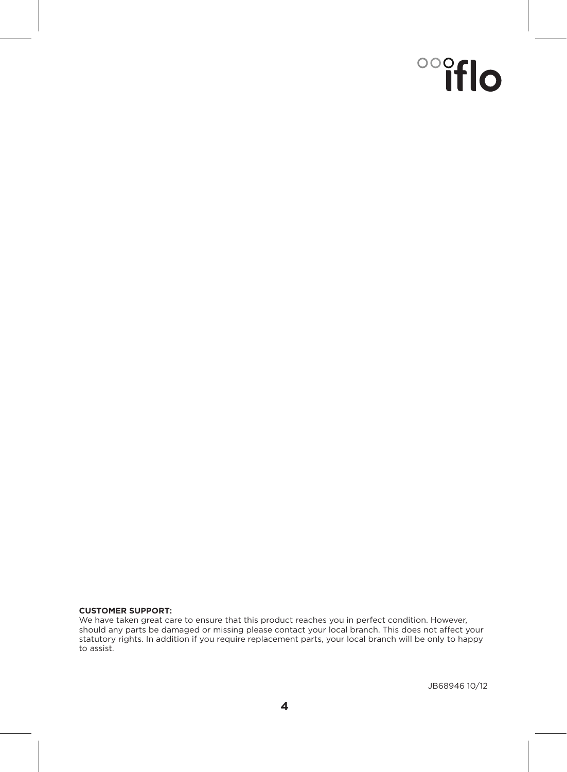iflo

**CUSTOMER SUPPORT:**
We have taken great care to ensure that this product reaches you in perfect condition. However, should any parts be damaged or missing please contact your local branch. This does not affect your statutory rights. In addition if you require replacement parts, your local branch will be only to happy to assist.

JB68946 10/12